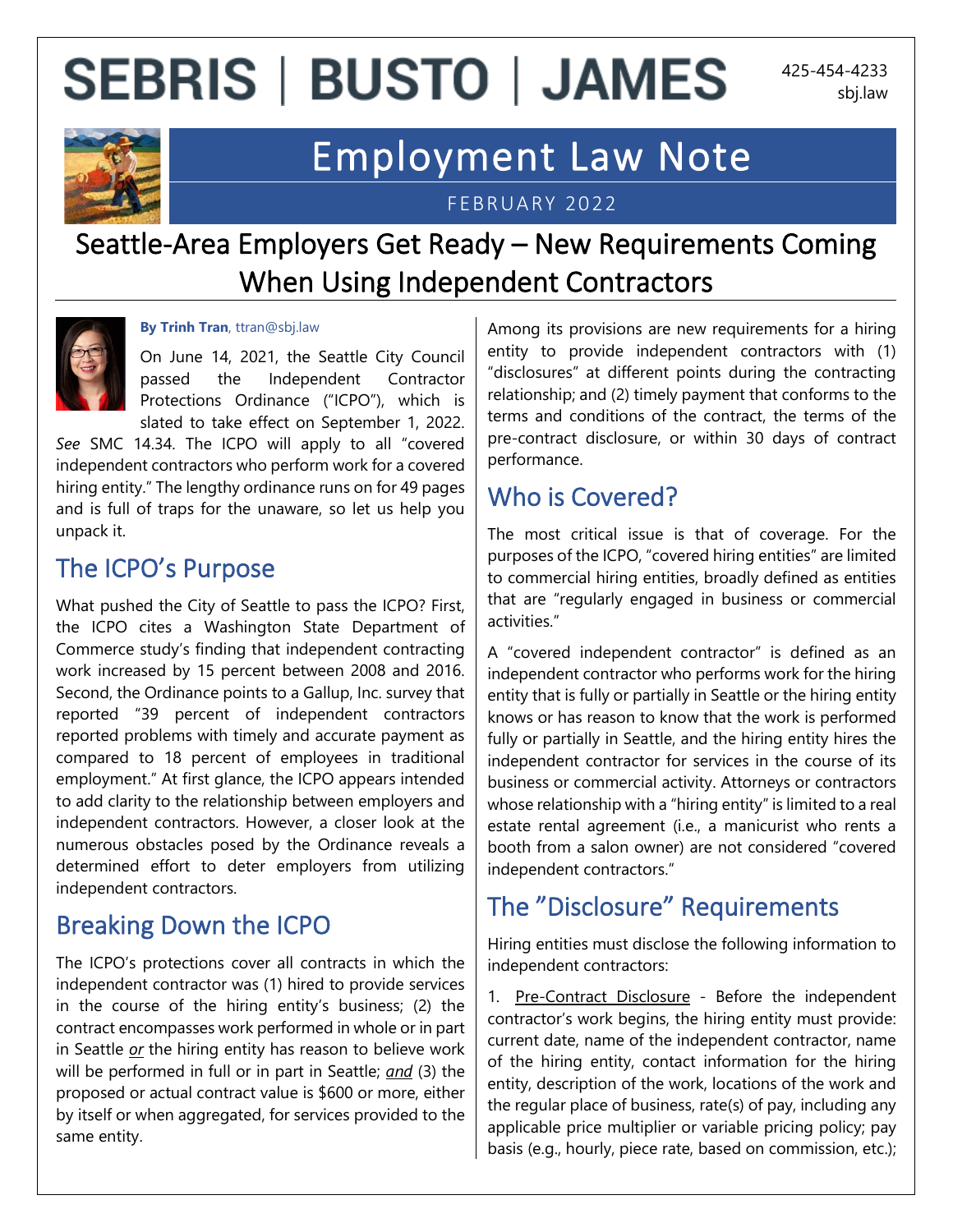# SEBRIS | BUSTO | JAMES

425-454-4233
sbj.law

# Employment Law Note

FEBRUARY 2022

# Seattle-Area Employers Get Ready – New Requirements Coming When Using Independent Contractors

**By Trinh Tran**, ttran@sbj.law

On June 14, 2021, the Seattle City Council passed the Independent Contractor Protections Ordinance ("ICPO"), which is slated to take effect on September 1, 2022. *See* SMC 14.34. The ICPO will apply to all "covered independent contractors who perform work for a covered hiring entity." The lengthy ordinance runs on for 49 pages and is full of traps for the unaware, so let us help you unpack it.

## The ICPO's Purpose

What pushed the City of Seattle to pass the ICPO? First, the ICPO cites a Washington State Department of Commerce study's finding that independent contracting work increased by 15 percent between 2008 and 2016. Second, the Ordinance points to a Gallup, Inc. survey that reported "39 percent of independent contractors reported problems with timely and accurate payment as compared to 18 percent of employees in traditional employment." At first glance, the ICPO appears intended to add clarity to the relationship between employers and independent contractors. However, a closer look at the numerous obstacles posed by the Ordinance reveals a determined effort to deter employers from utilizing independent contractors.

## Breaking Down the ICPO

The ICPO's protections cover all contracts in which the independent contractor was (1) hired to provide services in the course of the hiring entity's business; (2) the contract encompasses work performed in whole or in part in Seattle ***or*** the hiring entity has reason to believe work will be performed in full or in part in Seattle; ***and*** (3) the proposed or actual contract value is $600 or more, either by itself or when aggregated, for services provided to the same entity.

Among its provisions are new requirements for a hiring entity to provide independent contractors with (1) "disclosures" at different points during the contracting relationship; and (2) timely payment that conforms to the terms and conditions of the contract, the terms of the pre-contract disclosure, or within 30 days of contract performance.

## Who is Covered?

The most critical issue is that of coverage. For the purposes of the ICPO, "covered hiring entities" are limited to commercial hiring entities, broadly defined as entities that are "regularly engaged in business or commercial activities."

A "covered independent contractor" is defined as an independent contractor who performs work for the hiring entity that is fully or partially in Seattle or the hiring entity knows or has reason to know that the work is performed fully or partially in Seattle, and the hiring entity hires the independent contractor for services in the course of its business or commercial activity. Attorneys or contractors whose relationship with a "hiring entity" is limited to a real estate rental agreement (i.e., a manicurist who rents a booth from a salon owner) are not considered "covered independent contractors."

## The "Disclosure" Requirements

Hiring entities must disclose the following information to independent contractors:

1. Pre-Contract Disclosure - Before the independent contractor's work begins, the hiring entity must provide: current date, name of the independent contractor, name of the hiring entity, contact information for the hiring entity, description of the work, locations of the work and the regular place of business, rate(s) of pay, including any applicable price multiplier or variable pricing policy; pay basis (e.g., hourly, piece rate, based on commission, etc.);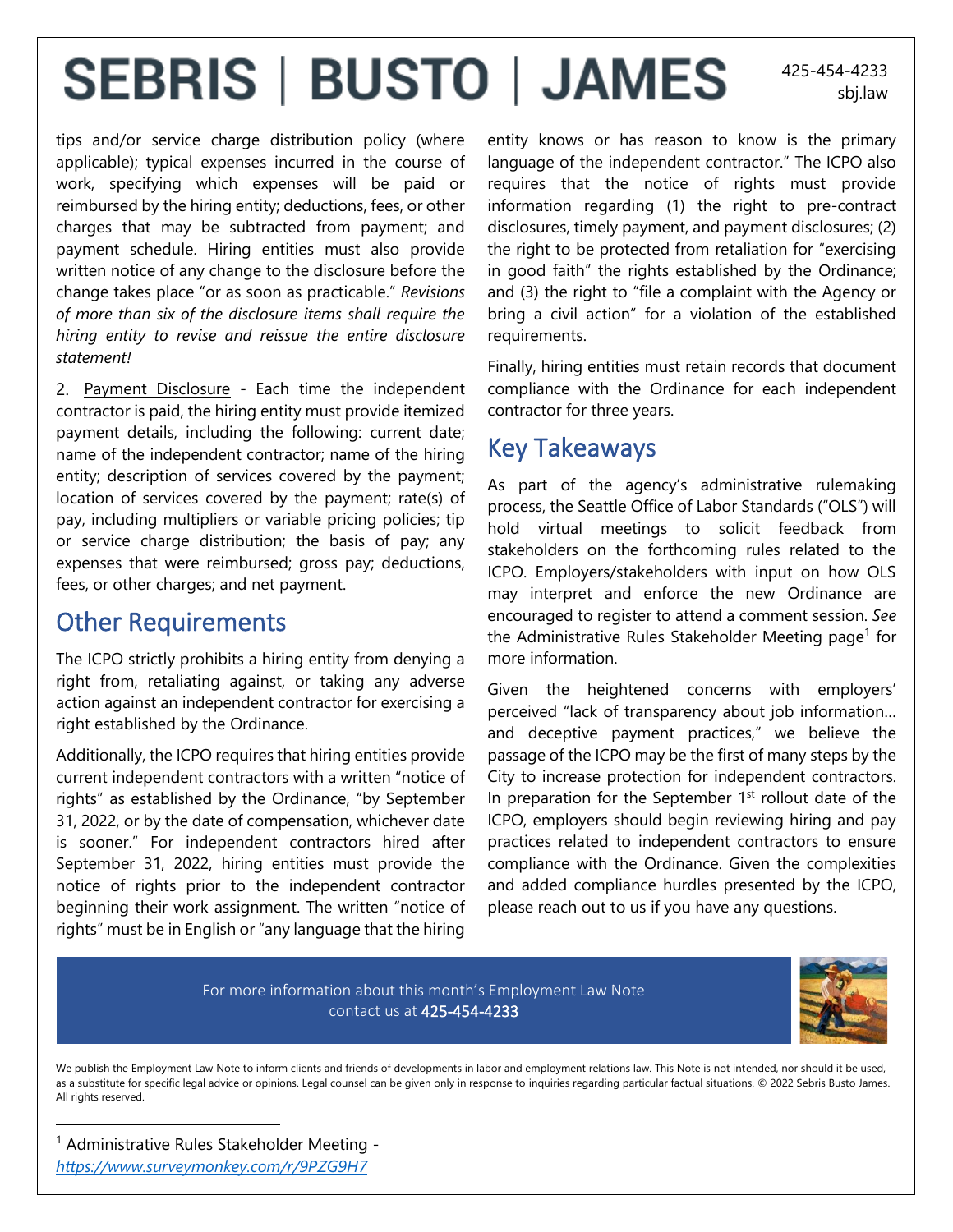tips and/or service charge distribution policy (where applicable); typical expenses incurred in the course of work, specifying which expenses will be paid or reimbursed by the hiring entity; deductions, fees, or other charges that may be subtracted from payment; and payment schedule. Hiring entities must also provide written notice of any change to the disclosure before the change takes place "or as soon as practicable." *Revisions of more than six of the disclosure items shall require the hiring entity to revise and reissue the entire disclosure statement!*

2. Payment Disclosure - Each time the independent contractor is paid, the hiring entity must provide itemized payment details, including the following: current date; name of the independent contractor; name of the hiring entity; description of services covered by the payment; location of services covered by the payment; rate(s) of pay, including multipliers or variable pricing policies; tip or service charge distribution; the basis of pay; any expenses that were reimbursed; gross pay; deductions, fees, or other charges; and net payment.

## Other Requirements

The ICPO strictly prohibits a hiring entity from denying a right from, retaliating against, or taking any adverse action against an independent contractor for exercising a right established by the Ordinance.

Additionally, the ICPO requires that hiring entities provide current independent contractors with a written "notice of rights" as established by the Ordinance, "by September 31, 2022, or by the date of compensation, whichever date is sooner." For independent contractors hired after September 31, 2022, hiring entities must provide the notice of rights prior to the independent contractor beginning their work assignment. The written "notice of rights" must be in English or "any language that the hiring entity knows or has reason to know is the primary language of the independent contractor." The ICPO also requires that the notice of rights must provide information regarding (1) the right to pre-contract disclosures, timely payment, and payment disclosures; (2) the right to be protected from retaliation for "exercising in good faith" the rights established by the Ordinance; and (3) the right to "file a complaint with the Agency or bring a civil action" for a violation of the established requirements.

Finally, hiring entities must retain records that document compliance with the Ordinance for each independent contractor for three years.

## Key Takeaways

As part of the agency's administrative rulemaking process, the Seattle Office of Labor Standards ("OLS") will hold virtual meetings to solicit feedback from stakeholders on the forthcoming rules related to the ICPO. Employers/stakeholders with input on how OLS may interpret and enforce the new Ordinance are encouraged to register to attend a comment session. *See* the Administrative Rules Stakeholder Meeting page[1] for more information.

Given the heightened concerns with employers' perceived "lack of transparency about job information… and deceptive payment practices," we believe the passage of the ICPO may be the first of many steps by the City to increase protection for independent contractors. In preparation for the September 1st rollout date of the ICPO, employers should begin reviewing hiring and pay practices related to independent contractors to ensure compliance with the Ordinance. Given the complexities and added compliance hurdles presented by the ICPO, please reach out to us if you have any questions.

For more information about this month's Employment Law Note contact us at **425-454-4233**

We publish the Employment Law Note to inform clients and friends of developments in labor and employment relations law. This Note is not intended, nor should it be used, as a substitute for specific legal advice or opinions. Legal counsel can be given only in response to inquiries regarding particular factual situations. © 2022 Sebris Busto James. All rights reserved.

---

[1] Administrative Rules Stakeholder Meeting - *https://www.surveymonkey.com/r/9PZG9H7*